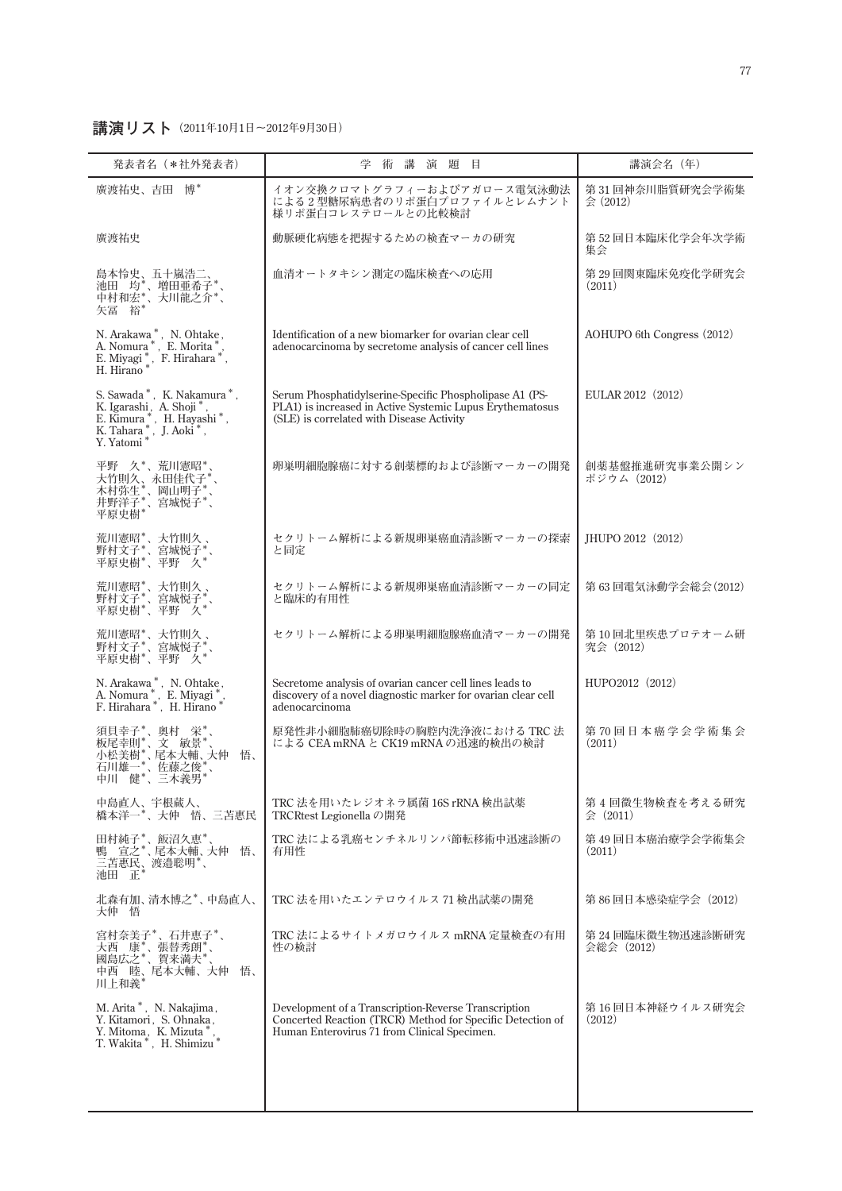## 講演リスト（2011年10月1日～2012年9月30日）

| 発表者名（＊社外発表者） | 学術講演題目 | 講演会名（年） |
|---|---|---|
| 廣渡祐史、吉田　博＊ | イオン交換クロマトグラフィーおよびアガロース電気泳動法による2型糖尿病患者のリポ蛋白プロファイルとレムナント様リポ蛋白コレステロールとの比較検討 | 第31回神奈川脂質研究会学術集会（2012） |
| 廣渡祐史 | 動脈硬化病態を把握するための検査マーカの研究 | 第52回日本臨床化学会年次学術集会 |
| 島本怜史、五十嵐浩二、池田　均＊、増田亜希子＊、中村和宏＊、大川龍之介＊、矢冨　裕＊ | 血清オートタキシン測定の臨床検査への応用 | 第29回関東臨床免疫化学研究会（2011） |
| N. Arakawa＊, N. Ohtake, A. Nomura＊, E. Morita＊, E. Miyagi＊, F. Hirahara＊, H. Hirano＊ | Identification of a new biomarker for ovarian clear cell adenocarcinoma by secretome analysis of cancer cell lines | AOHUPO 6th Congress（2012） |
| S. Sawada＊, K. Nakamura＊, K. Igarashi, A. Shoji＊, E. Kimura＊, H. Hayashi＊, K. Tahara＊, J. Aoki＊, Y. Yatomi＊ | Serum Phosphatidylserine-Specific Phospholipase A1 (PS-PLA1) is increased in Active Systemic Lupus Erythematosus (SLE) is correlated with Disease Activity | EULAR 2012（2012） |
| 平野　久＊、荒川憲昭＊、大竹則久、永田佳代子＊、木村弥生＊、岡山明子＊、井野洋子＊、宮城悦子＊、平原史樹＊ | 卵巣明細胞腺癌に対する創薬標的および診断マーカーの開発 | 創薬基盤推進研究事業公開シンポジウム（2012） |
| 荒川憲昭＊、大竹則久、野村文子＊、宮城悦子＊、平原史樹＊、平野　久＊ | セクリトーム解析による新規卵巣癌血清診断マーカーの探索と同定 | JHUPO 2012（2012） |
| 荒川憲昭＊、大竹則久、野村文子＊、宮城悦子＊、平原史樹＊、平野　久＊ | セクリトーム解析による新規卵巣癌血清診断マーカーの同定と臨床的有用性 | 第63回電気泳動学会総会（2012） |
| 荒川憲昭＊、大竹則久、野村文子＊、宮城悦子＊、平原史樹＊、平野　久＊ | セクリトーム解析による卵巣明細胞腺癌血清マーカーの開発 | 第10回北里疾患プロテオーム研究会（2012） |
| N. Arakawa＊, N. Ohtake, A. Nomura＊, E. Miyagi＊, F. Hirahara＊, H. Hirano＊ | Secretome analysis of ovarian cancer cell lines leads to discovery of a novel diagnostic marker for ovarian clear cell adenocarcinoma | HUPO2012（2012） |
| 須貝幸子＊、奥村　栄＊、板尾幸則＊、文　敏景＊、小松美樹＊、尾本大輔、大仲　悟、石川雄一＊、佐藤之俊＊、中川　健＊、三木義男＊ | 原発性非小細胞肺癌切除時の胸腔内洗浄液におけるTRC法によるCEA mRNAとCK19 mRNAの迅速的検出の検討 | 第70回日本癌学会学術集会（2011） |
| 中島直人、宇根蔵人、橋本洋一＊、大仲　悟、三苫恵民 | TRC法を用いたレジオネラ属菌16S rRNA検出試薬TRCRtest Legionellaの開発 | 第4回微生物検査を考える研究会（2011） |
| 田村純子＊、飯沼久恵＊、鴨　宣之＊、尾本大輔、大仲　悟、三苫恵民、渡邉聡明＊、池田　正＊ | TRC法による乳癌センチネルリンパ節転移術中迅速診断の有用性 | 第49回日本癌治療学会学術集会（2011） |
| 北森有加、清水博之＊、中島直人、大仲　悟 | TRC法を用いたエンテロウイルス71検出試薬の開発 | 第86回日本感染症学会（2012） |
| 宮村奈美子＊、石井恵子＊、大西　康＊、張替秀郎＊、國島広之＊、賀来満夫＊、中西　睦、尾本大輔、大仲　悟、川上和義＊ | TRC法によるサイトメガロウイルスmRNA定量検査の有用性の検討 | 第24回臨床微生物迅速診断研究会総会（2012） |
| M. Arita＊, N. Nakajima, Y. Kitamori, S. Ohnaka, Y. Mitoma, K. Mizuta＊, T. Wakita＊, H. Shimizu＊ | Development of a Transcription-Reverse Transcription Concerted Reaction (TRCR) Method for Specific Detection of Human Enterovirus 71 from Clinical Specimen. | 第16回日本神経ウイルス研究会（2012） |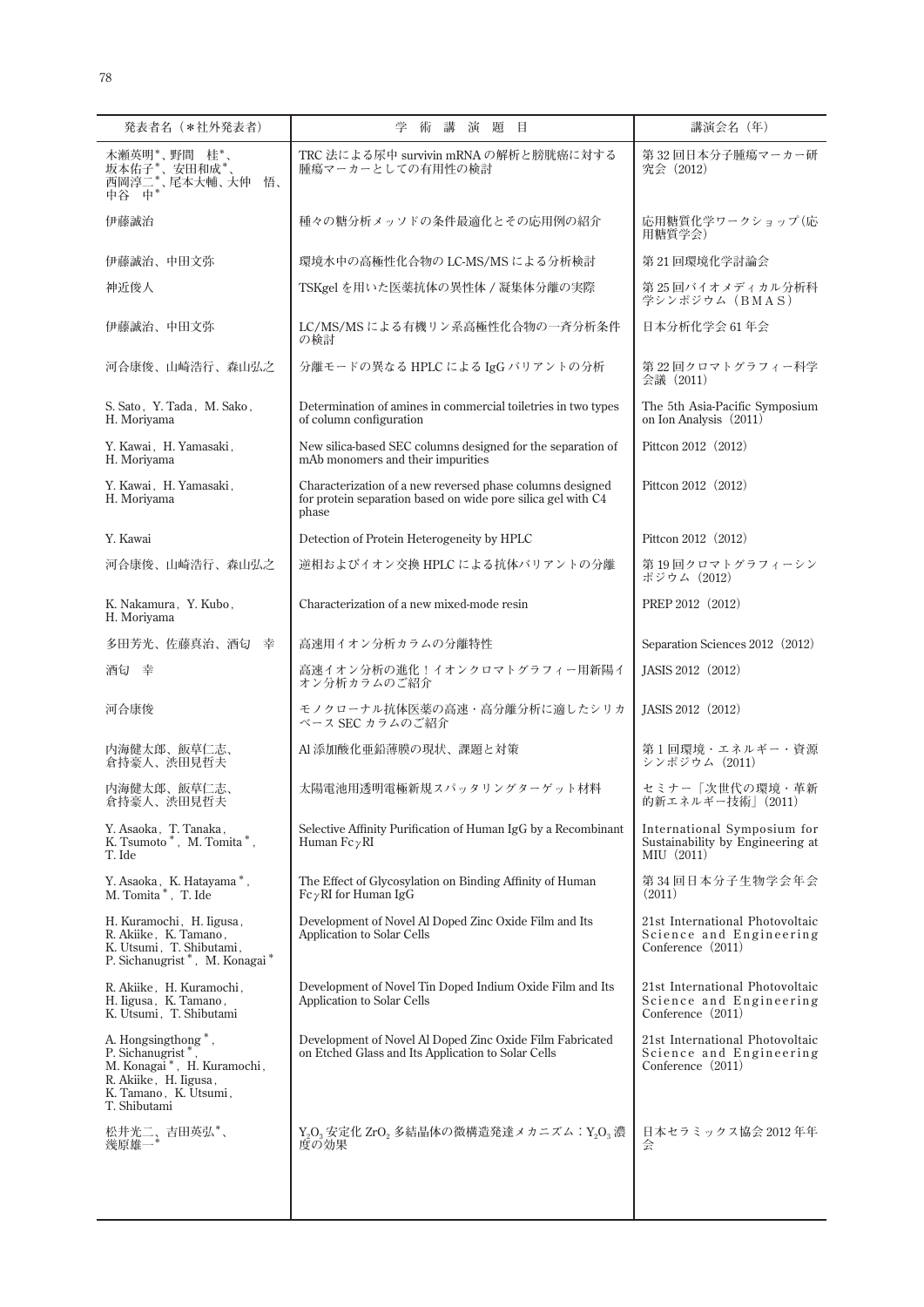| 発表者名（＊社外発表者） | 学　術　講　演　題　目 | 講演会名（年） |
| --- | --- | --- |
| 木瀬英明＊、野間　桂＊、坂本佑子＊、安田和成＊、西岡淳二＊、尾本大輔、大仲　悟、中谷　中＊ | TRC 法による尿中 survivin mRNA の解析と膀胱癌に対する腫瘍マーカーとしての有用性の検討 | 第 32 回日本分子腫瘍マーカー研究会（2012） |
| 伊藤誠治 | 種々の糖分析メソッドの条件最適化とその応用例の紹介 | 応用糖質化学ワークショップ（応用糖質学会） |
| 伊藤誠治、中田文弥 | 環境水中の高極性化合物の LC-MS/MS による分析検討 | 第 21 回環境化学討論会 |
| 神近俊人 | TSKgel を用いた医薬抗体の異性体 / 凝集体分離の実際 | 第 25 回バイオメディカル分析科学シンポジウム（ＢＭＡＳ） |
| 伊藤誠治、中田文弥 | LC/MS/MS による有機リン系高極性化合物の一斉分析条件の検討 | 日本分析化学会 61 年会 |
| 河合康俊、山崎浩行、森山弘之 | 分離モードの異なる HPLC による IgG バリアントの分析 | 第 22 回クロマトグラフィー科学会議（2011） |
| S. Sato, Y. Tada, M. Sako, H. Moriyama | Determination of amines in commercial toiletries in two types of column configuration | The 5th Asia-Pacific Symposium on Ion Analysis（2011） |
| Y. Kawai, H. Yamasaki, H. Moriyama | New silica-based SEC columns designed for the separation of mAb monomers and their impurities | Pittcon 2012（2012） |
| Y. Kawai, H. Yamasaki, H. Moriyama | Characterization of a new reversed phase columns designed for protein separation based on wide pore silica gel with C4 phase | Pittcon 2012（2012） |
| Y. Kawai | Detection of Protein Heterogeneity by HPLC | Pittcon 2012（2012） |
| 河合康俊、山崎浩行、森山弘之 | 逆相およびイオン交換 HPLC による抗体バリアントの分離 | 第 19 回クロマトグラフィーシンポジウム（2012） |
| K. Nakamura, Y. Kubo, H. Moriyama | Characterization of a new mixed-mode resin | PREP 2012（2012） |
| 多田芳光、佐藤真治、酒匂　幸 | 高速用イオン分析カラムの分離特性 | Separation Sciences 2012（2012） |
| 酒匂　幸 | 高速イオン分析の進化！イオンクロマトグラフィー用新陽イオン分析カラムのご紹介 | JASIS 2012（2012） |
| 河合康俊 | モノクローナル抗体医薬の高速・高分離分析に適したシリカベース SEC カラムのご紹介 | JASIS 2012（2012） |
| 内海健太郎、飯草仁志、倉持豪人、渋田見哲夫 | Al 添加酸化亜鉛薄膜の現状、課題と対策 | 第 1 回環境・エネルギー・資源シンポジウム（2011） |
| 内海健太郎、飯草仁志、倉持豪人、渋田見哲夫 | 太陽電池用透明電極新規スパッタリングターゲット材料 | セミナー「次世代の環境・革新的新エネルギー技術」（2011） |
| Y. Asaoka, T. Tanaka, K. Tsumoto＊, M. Tomita＊, T. Ide | Selective Affinity Purification of Human IgG by a Recombinant Human FcγRI | International Symposium for Sustainability by Engineering at MIU（2011） |
| Y. Asaoka, K. Hatayama＊, M. Tomita＊, T. Ide | The Effect of Glycosylation on Binding Affinity of Human FcγRI for Human IgG | 第 34 回日本分子生物学会年会（2011） |
| H. Kuramochi, H. Iigusa, R. Akiike, K. Tamano, K. Utsumi, T. Shibutami, P. Sichanugrist＊, M. Konagai＊ | Development of Novel Al Doped Zinc Oxide Film and Its Application to Solar Cells | 21st International Photovoltaic Science and Engineering Conference（2011） |
| R. Akiike, H. Kuramochi, H. Iigusa, K. Tamano, K. Utsumi, T. Shibutami | Development of Novel Tin Doped Indium Oxide Film and Its Application to Solar Cells | 21st International Photovoltaic Science and Engineering Conference（2011） |
| A. Hongsingthong＊, P. Sichanugrist＊, M. Konagai＊, H. Kuramochi, R. Akiike, H. Iigusa, K. Tamano, K. Utsumi, T. Shibutami | Development of Novel Al Doped Zinc Oxide Film Fabricated on Etched Glass and Its Application to Solar Cells | 21st International Photovoltaic Science and Engineering Conference（2011） |
| 松井光二、吉田英弘＊、幾原雄一＊ | $Y_2O_3$ 安定化 $ZrO_2$ 多結晶体の微構造発達メカニズム：$Y_2O_3$ 濃度の効果 | 日本セラミックス協会 2012 年年会 |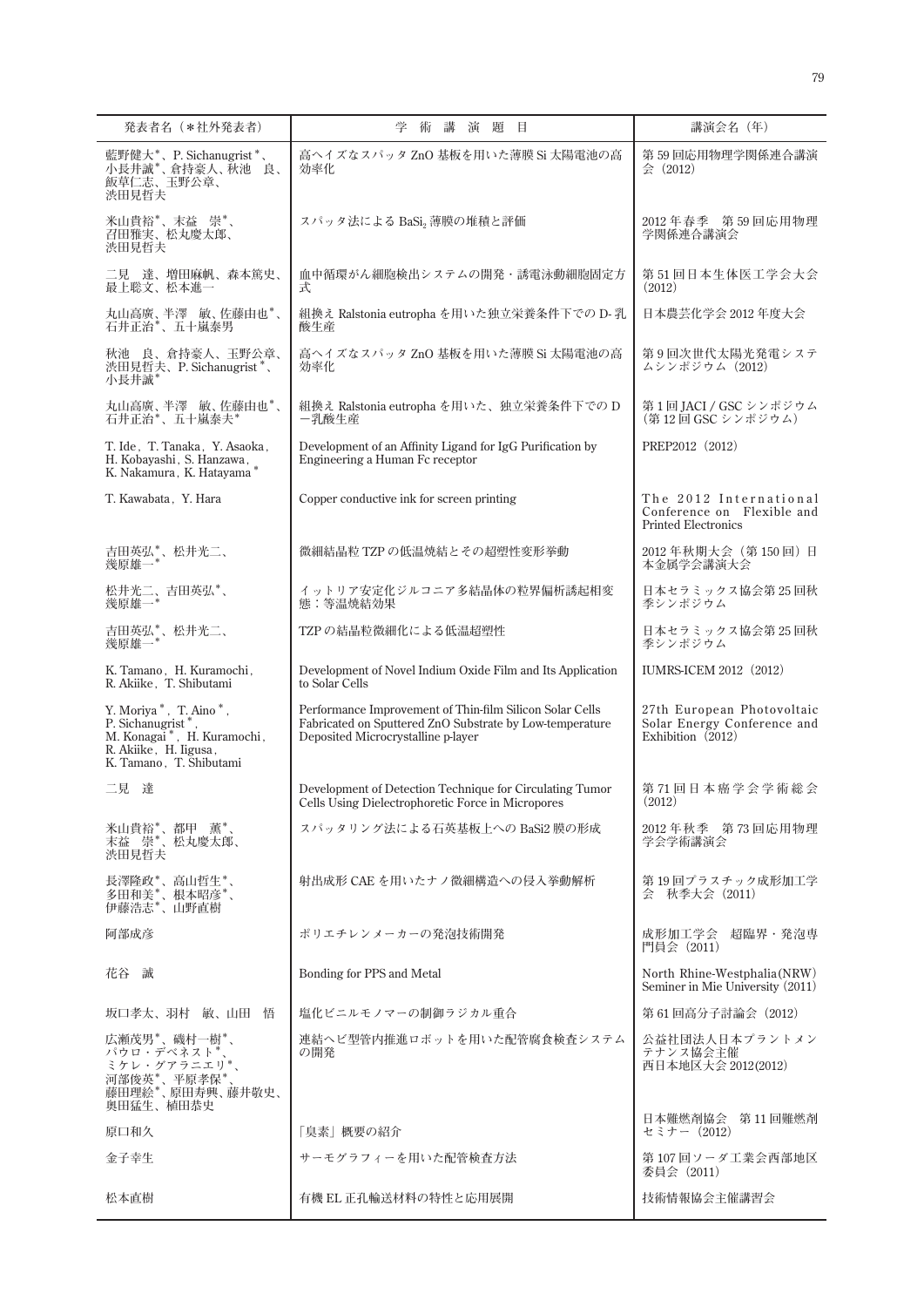| 発表者名（＊社外発表者） | 学　術　講　演　題　目 | 講演会名（年） |
|---|---|---|
| 藍野健大＊、P. Sichanugrist＊、小長井誠＊、倉持豪人、秋池　良、飯草仁志、玉野公章、渋田見哲夫 | 高ヘイズなスパッタ ZnO 基板を用いた薄膜 Si 太陽電池の高効率化 | 第 59 回応用物理学関係連合講演会（2012） |
| 米山貴裕＊、末益　崇＊、召田雅実、松丸慶太郎、渋田見哲夫 | スパッタ法による $BaSi_2$ 薄膜の堆積と評価 | 2012 年春季　第 59 回応用物理学関係連合講演会 |
| 二見　達、増田麻帆、森本篤史、最上聡文、松本進一 | 血中循環がん細胞検出システムの開発・誘電泳動細胞固定方式 | 第 51 回日本生体医工学会大会（2012） |
| 丸山高廣、半澤　敏、佐藤由也＊、石井正治＊、五十嵐泰男 | 組換え Ralstonia eutropha を用いた独立栄養条件下での D- 乳酸生産 | 日本農芸化学会 2012 年度大会 |
| 秋池　良、倉持豪人、玉野公章、渋田見哲夫、P. Sichanugrist＊、小長井誠＊ | 高ヘイズなスパッタ ZnO 基板を用いた薄膜 Si 太陽電池の高効率化 | 第 9 回次世代太陽光発電システムシンポジウム（2012） |
| 丸山高廣、半澤　敏、佐藤由也＊、石井正治＊、五十嵐泰夫＊ | 組換え Ralstonia eutropha を用いた、独立栄養条件下での D ー乳酸生産 | 第 1 回 JACI / GSC シンポジウム（第 12 回 GSC シンポジウム） |
| T. Ide，T. Tanaka，Y. Asaoka，H. Kobayashi，S. Hanzawa，K. Nakamura，K. Hatayama＊ | Development of an Affinity Ligand for IgG Purification by Engineering a Human Fc receptor | PREP2012（2012） |
| T. Kawabata，Y. Hara | Copper conductive ink for screen printing | The 2012 International Conference on Flexible and Printed Electronics |
| 吉田英弘＊、松井光二、幾原雄一＊ | 微細結晶粒 TZP の低温焼結とその超塑性変形挙動 | 2012 年秋期大会（第 150 回）日本金属学会講演大会 |
| 松井光二、吉田英弘＊、幾原雄一＊ | イットリア安定化ジルコニア多結晶体の粒界偏析誘起相変態：等温焼結効果 | 日本セラミックス協会第 25 回秋季シンポジウム |
| 吉田英弘＊、松井光二、幾原雄一＊ | TZP の結晶粒微細化による低温超塑性 | 日本セラミックス協会第 25 回秋季シンポジウム |
| K. Tamano，H. Kuramochi，R. Akiike，T. Shibutami | Development of Novel Indium Oxide Film and Its Application to Solar Cells | IUMRS-ICEM 2012（2012） |
| Y. Moriya＊，T. Aino＊，P. Sichanugrist＊，M. Konagai＊，H. Kuramochi，R. Akiike，H. Iigusa，K. Tamano，T. Shibutami | Performance Improvement of Thin-film Silicon Solar Cells Fabricated on Sputtered ZnO Substrate by Low-temperature Deposited Microcrystalline p-layer | 27th European Photovoltaic Solar Energy Conference and Exhibition（2012） |
| 二見　達 | Development of Detection Technique for Circulating Tumor Cells Using Dielectrophoretic Force in Micropores | 第 71 回日本癌学会学術総会（2012） |
| 米山貴裕＊、都甲　薫＊、末益　崇＊、松丸慶太郎、渋田見哲夫 | スパッタリング法による石英基板上への BaSi2 膜の形成 | 2012 年秋季　第 73 回応用物理学会学術講演会 |
| 長澤隆政＊、高山哲生＊、多田和美＊、根本昭彦＊、伊藤浩志＊、山野直樹 | 射出成形 CAE を用いたナノ微細構造への侵入挙動解析 | 第 19 回プラスチック成形加工学会　秋季大会（2011） |
| 阿部成彦 | ポリエチレンメーカーの発泡技術開発 | 成形加工学会　超臨界・発泡専門員会（2011） |
| 花谷　誠 | Bonding for PPS and Metal | North Rhine-Westphalia(NRW) Seminer in Mie University（2011） |
| 坂口孝太、羽村　敏、山田　悟 | 塩化ビニルモノマーの制御ラジカル重合 | 第 61 回高分子討論会（2012） |
| 広瀬茂男＊、磯村一樹＊、パウロ・デベネスト＊、ミケレ・グアラニエリ＊、河部俊英＊、平原孝保＊、藤田理絵＊、原田寿興、藤井敬史、奥田猛生、植田恭史 | 連結ヘビ型管内推進ロボットを用いた配管腐食検査システムの開発 | 公益社団法人日本プラントメンテナンス協会主催　西日本地区大会 2012(2012) |
| 原口和久 | 「臭素」概要の紹介 | 日本難燃剤協会　第 11 回難燃剤セミナー（2012） |
| 金子幸生 | サーモグラフィーを用いた配管検査方法 | 第 107 回ソーダ工業会西部地区委員会（2011） |
| 松本直樹 | 有機 EL 正孔輸送材料の特性と応用展開 | 技術情報協会主催講習会 |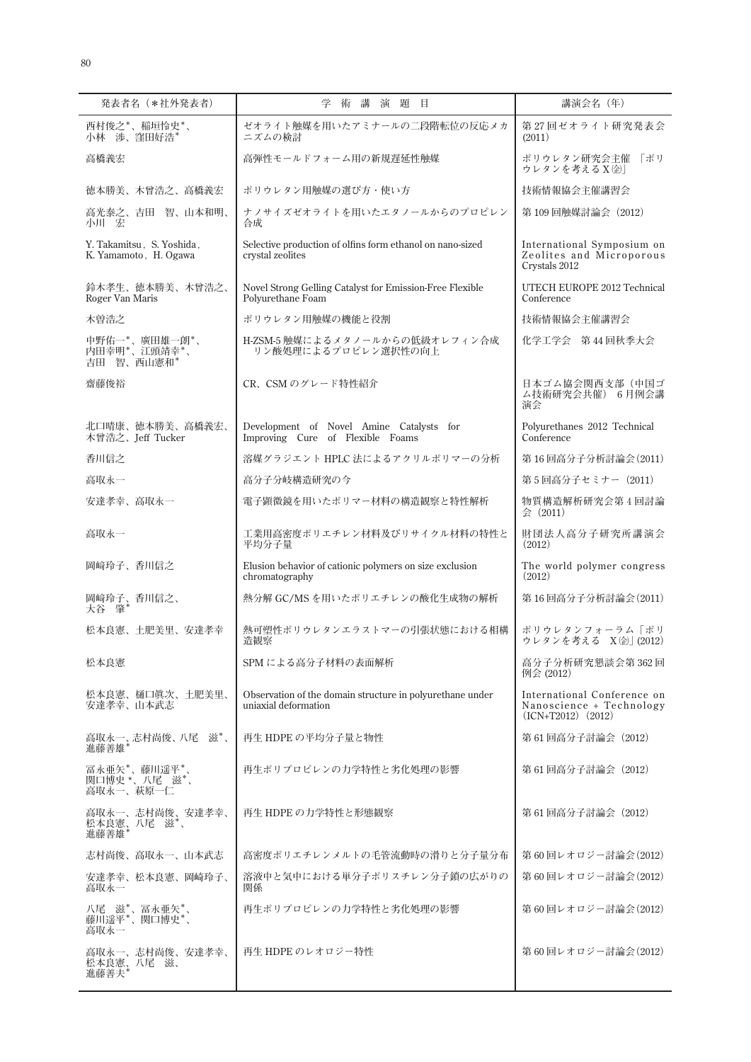| 発表者名（＊社外発表者） | 学　術　講　演　題　目 | 講演会名（年） |
| --- | --- | --- |
| 西村俊之*、稲垣怜史*、小林　渉、窪田好浩* | ゼオライト触媒を用いたアミナールの二段階転位の反応メカニズムの検討 | 第 27 回ゼオライト研究発表会 (2011) |
| 高橋義宏 | 高弾性モールドフォーム用の新規遅延性触媒 | ポリウレタン研究会主催 「ポリウレタンを考える X㈳」 |
| 徳本勝美、木曾浩之、高橋義宏 | ポリウレタン用触媒の選び方・使い方 | 技術情報協会主催講習会 |
| 高光泰之、吉田　智、山本和明、小川　宏 | ナノサイズゼオライトを用いたエタノールからのプロピレン合成 | 第 109 回触媒討論会（2012） |
| Y. Takamitsu, S. Yoshida, K. Yamamoto, H. Ogawa | Selective production of olfins form ethanol on nano-sized crystal zeolites | International Symposium on Zeolites and Microporous Crystals 2012 |
| 鈴木孝生、徳本勝美、木曾浩之、Roger Van Maris | Novel Strong Gelling Catalyst for Emission-Free Flexible Polyurethane Foam | UTECH EUROPE 2012 Technical Conference |
| 木曽浩之 | ポリウレタン用触媒の機能と役割 | 技術情報協会主催講習会 |
| 中野佑一*、廣田雄一朗*、内田幸明*、江頭靖幸*、吉田　智、西山憲和* | H-ZSM-5 触媒によるメタノールからの低級オレフィン合成　リン酸処理によるプロピレン選択性の向上 | 化学工学会　第 44 回秋季大会 |
| 齋藤俊裕 | CR、CSM のグレード特性紹介 | 日本ゴム協会関西支部（中国ゴム技術研究会共催） 6 月例会講演会 |
| 北口晴康、徳本勝美、高橋義宏、木曽浩之、Jeff Tucker | Development of Novel Amine Catalysts for Improving Cure of Flexible Foams | Polyurethanes 2012 Technical Conference |
| 香川信之 | 溶媒グラジエント HPLC 法によるアクリルポリマーの分析 | 第 16 回高分子分析討論会(2011) |
| 高取永一 | 高分子分岐構造研究の今 | 第 5 回高分子セミナー（2011） |
| 安達孝幸、高取永一 | 電子顕微鏡を用いたポリマー材料の構造観察と特性解析 | 物質構造解析研究会第 4 回討論会（2011） |
| 高取永一 | 工業用高密度ポリエチレン材料及びリサイクル材料の特性と平均分子量 | 財団法人高分子研究所講演会（2012） |
| 岡﨑玲子、香川信之 | Elusion behavior of cationic polymers on size exclusion chromatography | The world polymer congress (2012) |
| 岡﨑玲子、香川信之、大谷　肇* | 熱分解 GC/MS を用いたポリエチレンの酸化生成物の解析 | 第 16 回高分子分析討論会(2011) |
| 松本良憲、土肥美里、安達孝幸 | 熱可塑性ポリウレタンエラストマーの引張状態における相構造観察 | ポリウレタンフォーラム「ポリウレタンを考える　X㈳」(2012) |
| 松本良憲 | SPM による高分子材料の表面解析 | 高分子分析研究懇談会第 362 回例会 (2012) |
| 松本良憲、樋口眞次、土肥美里、安達孝幸、山本武志 | Observation of the domain structure in polyurethane under uniaxial deformation | International Conference on Nanoscience + Technology (ICN+T2012) (2012) |
| 高取永一、志村尚俊、八尾　滋*、進藤善雄* | 再生 HDPE の平均分子量と物性 | 第 61 回高分子討論会（2012） |
| 冨永亜矢*、藤川遥平*、関口博史*、八尾　滋*、高取永一、萩原一仁 | 再生ポリプロピレンの力学特性と劣化処理の影響 | 第 61 回高分子討論会（2012） |
| 高取永一、志村尚俊、安達孝幸、松本良憲、八尾　滋*、進藤善雄* | 再生 HDPE の力学特性と形態観察 | 第 61 回高分子討論会（2012） |
| 志村尚俊、高取永一、山本武志 | 高密度ポリエチレンメルトの毛管流動時の滑りと分子量分布 | 第 60 回レオロジー討論会(2012) |
| 安達孝幸、松本良憲、岡﨑玲子、高取永一 | 溶液中と気中における単分子ポリスチレン分子鎖の広がりの関係 | 第 60 回レオロジー討論会(2012) |
| 八尾　滋*、冨永亜矢*、藤川遥平*、関口博史*、高取永一 | 再生ポリプロピレンの力学特性と劣化処理の影響 | 第 60 回レオロジー討論会(2012) |
| 高取永一、志村尚俊、安達孝幸、松本良憲、八尾　滋、進藤善夫* | 再生 HDPE のレオロジー特性 | 第 60 回レオロジー討論会(2012) |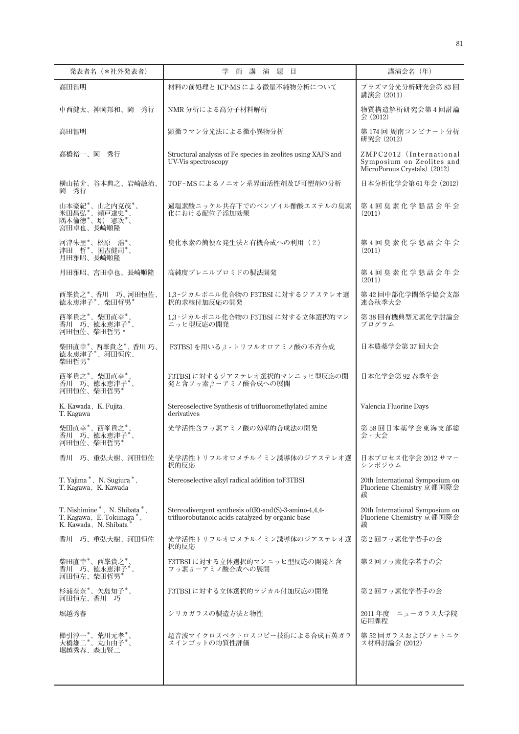| 発表者名（＊社外発表者） | 学　術　講　演　題　目 | 講演会名（年） |
|---|---|---|
| 高田智明 | 材料の前処理と ICP-MS による微量不純物分析について | プラズマ分光分析研究会第 83 回講演会（2011） |
| 中西健太、神岡邦和、岡　秀行 | NMR 分析による高分子材料解析 | 物質構造解析研究会第 4 回討論会（2012） |
| 高田智明 | 顕微ラマン分光法による微小異物分析 | 第 174 回 周南コンビナート分析研究会（2012） |
| 高橋裕一、岡　秀行 | Structural analysis of Fe species in zeolites using XAFS and UV-Vis spectroscopy | ZMPC2012（International Symposium on Zeolites and MicroPorous Crystals）（2012） |
| 横山祐介、谷本典之、岩崎敏治、岡　秀行 | TOF-MS によるノニオン系界面活性剤及び可塑剤の分析 | 日本分析化学会第 61 年会（2012） |
| 山本豪紀*、山之内克茂*、米田昌弘*、瀬戸達史*、隅本倫徳*、堀　憲次*、宮田卓也、長崎順隆 | 過塩素酸ニッケル共存下でのベンゾイル酢酸エステルの臭素化における配位子添加効果 | 第 4 回臭素化学懇話会年会（2011） |
| 河津朱里*、松原　浩*、津田　哲*、国吉健司*、月田雅昭、長崎順隆 | 臭化水素の簡便な発生法と有機合成への利用（2） | 第 4 回臭素化学懇話会年会（2011） |
| 月田雅昭、宮田卓也、長崎順隆 | 高純度プレニルブロミドの製法開発 | 第 4 回臭素化学懇話会年会（2011） |
| 西峯貴之*、香川　巧、河田恒佐、徳永恵津子*、柴田哲男* | 1,3-ジカルボニル化合物の F3TBSI に対するジアステレオ選択的求核付加反応の開発 | 第 42 回中部化学関係学協会支部連合秋季大会 |
| 西峯貴之*、柴田直幸*、香川　巧、徳永恵津子*、河田恒佐、柴田哲男 * | 1,3-ジカルボニル化合物の F3TBSI に対する立体選択的マンニッヒ型反応の開発 | 第 38 回有機典型元素化学討論会プログラム |
| 柴田直幸*、西峯貴之*、香川 巧、徳永恵津子*、河田恒佐、柴田哲男* | F3TBSI を用いる β - トリフルオロアミノ酸の不斉合成 | 日本農薬学会第 37 回大会 |
| 西峯貴之*、柴田直幸*、香川　巧、徳永恵津子*、河田恒佐、柴田哲男* | F3TBSI に対するジアステレオ選択的マンニッヒ型反応の開発と含フッ素 β ーアミノ酸合成への展開 | 日本化学会第 92 春季年会 |
| K. Kawada，K. Fujita，T. Kagawa | Stereoselective Synthesis of trifluoromethylated amine derivatives | Valencia Fluorine Days |
| 柴田直幸*、西峯貴之*、香川　巧、徳永恵津子*、河田恒佐、柴田哲男* | 光学活性含フッ素アミノ酸の効率的合成法の開発 | 第 58 回日本薬学会東海支部総会・大会 |
| 香川　巧、重弘大樹、河田恒佐 | 光学活性トリフルオロメチルイミン誘導体のジアステレオ選択的反応 | 日本プロセス化学会 2012 サマーシンポジウム |
| T. Yajima *，N. Sugiura *，T. Kagawa，K. Kawada | Stereoselective alkyl radical addition toF3TBSI | 20th International Symposium on Fluoriene Chemistry 京都国際会議 |
| T. Nishimine *，N. Shibata *，T. Kagawa，E. Tokunaga *，K. Kawada，N. Shibata * | Stereodivergent synthesis of(R)-and(S)-3-amino-4,4,4-trifluorobutanoic acids catalyzed by organic base | 20th International Symposium on Fluoriene Chemistry 京都国際会議 |
| 香川　巧、重弘大樹、河田恒佐 | 光学活性トリフルオロメチルイミン誘導体のジアステレオ選択的反応 | 第 2 回フッ素化学若手の会 |
| 柴田直幸*、西峯貴之*、香川　巧、徳永恵津子*、河田恒左、柴田哲男* | F3TBSI に対する立体選択的マンニッヒ型反応の開発と含フッ素 β ーアミノ酸合成への展開 | 第 2 回フッ素化学若手の会 |
| 杉浦奈奈*、矢島知子*、河田恒左、香川　巧 | F3TBSI に対する立体選択的ラジカル付加反応の開発 | 第 2 回フッ素化学若手の会 |
| 堀越秀春 | シリカガラスの製造方法と物性 | 2011 年度　ニューガラス大学院応用課程 |
| 櫛引淳一*、荒川元孝*、大橋雄二*、丸山由子*、堀越秀春、森山賢二 | 超音波マイクロスペクトロスコピー技術による合成石英ガラスインゴットの均質性評価 | 第 52 回ガラスおよびフォトニクス材料討論会（2012） |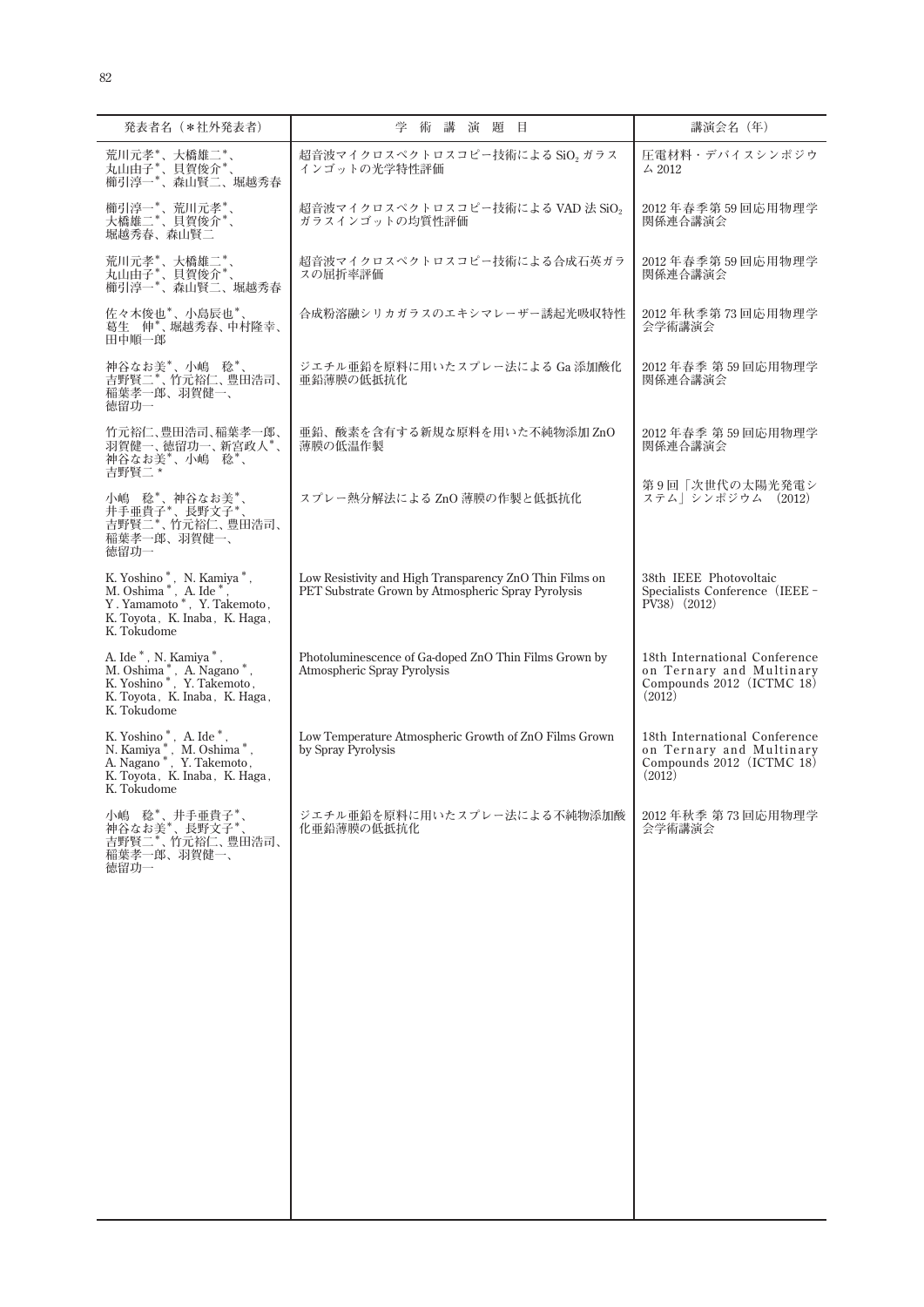| 発表者名（＊社外発表者） | 学 術 講 演 題 目 | 講演会名（年） |
|---|---|---|
| 荒川元孝*、大橋雄二*、丸山由子*、貝賀俊介*、櫛引淳一*、森山賢二、堀越秀春 | 超音波マイクロスペクトロスコピー技術による $SiO_2$ ガラスインゴットの光学特性評価 | 圧電材料・デバイスシンポジウム 2012 |
| 櫛引淳一*、荒川元孝*、大橋雄二*、貝賀俊介*、堀越秀春、森山賢二 | 超音波マイクロスペクトロスコピー技術による VAD 法 $SiO_2$ ガラスインゴットの均質性評価 | 2012 年春季第 59 回応用物理学関係連合講演会 |
| 荒川元孝*、大橋雄二*、丸山由子*、貝賀俊介*、櫛引淳一*、森山賢二、堀越秀春 | 超音波マイクロスペクトロスコピー技術による合成石英ガラスの屈折率評価 | 2012 年春季第 59 回応用物理学関係連合講演会 |
| 佐々木俊也*、小島辰也*、葛生　伸*、堀越秀春、中村隆幸、田中順一郎 | 合成粉溶融シリカガラスのエキシマレーザー誘起光吸収特性 | 2012 年秋季第 73 回応用物理学会学術講演会 |
| 神谷なお美*、小嶋　稔*、吉野賢二*、竹元裕仁、豊田浩司、稲葉孝一郎、羽賀健一、徳留功一 | ジエチル亜鉛を原料に用いたスプレー法による Ga 添加酸化亜鉛薄膜の低抵抗化 | 2012 年春季 第 59 回応用物理学関係連合講演会 |
| 竹元裕仁、豊田浩司、稲葉孝一郎、羽賀健一、徳留功一、新宮政人*、神谷なお美*、小嶋　稔*、吉野賢二 * | 亜鉛、酸素を含有する新規な原料を用いた不純物添加 ZnO 薄膜の低温作製 | 2012 年春季 第 59 回応用物理学関係連合講演会 |
| 小嶋　稔*、神谷なお美*、井手亜貴子*、長野文子*、吉野賢二*、竹元裕仁、豊田浩司、稲葉孝一郎、羽賀健一、徳留功一 | スプレー熱分解法による ZnO 薄膜の作製と低抵抗化 | 第 9 回「次世代の太陽光発電システム」シンポジウム　(2012) |
| K. Yoshino *, N. Kamiya *, M. Oshima *, A. Ide *, Y. Yamamoto *, Y. Takemoto, K. Toyota, K. Inaba, K. Haga, K. Tokudome | Low Resistivity and High Transparency ZnO Thin Films on PET Substrate Grown by Atmospheric Spray Pyrolysis | 38th IEEE Photovoltaic Specialists Conference（IEEE - PV38）(2012) |
| A. Ide *, N. Kamiya *, M. Oshima *, A. Nagano *, K. Yoshino *, Y. Takemoto, K. Toyota, K. Inaba, K. Haga, K. Tokudome | Photoluminescence of Ga-doped ZnO Thin Films Grown by Atmospheric Spray Pyrolysis | 18th International Conference on Ternary and Multinary Compounds 2012（ICTMC 18）(2012) |
| K. Yoshino *, A. Ide *, N. Kamiya *, M. Oshima *, A. Nagano *, Y. Takemoto, K. Toyota, K. Inaba, K. Haga, K. Tokudome | Low Temperature Atmospheric Growth of ZnO Films Grown by Spray Pyrolysis | 18th International Conference on Ternary and Multinary Compounds 2012（ICTMC 18）(2012) |
| 小嶋　稔*、井手亜貴子*、神谷なお美*、長野文子*、吉野賢二*、竹元裕仁、豊田浩司、稲葉孝一郎、羽賀健一、徳留功一 | ジエチル亜鉛を原料に用いたスプレー法による不純物添加酸化亜鉛薄膜の低抵抗化 | 2012 年秋季 第 73 回応用物理学会学術講演会 |